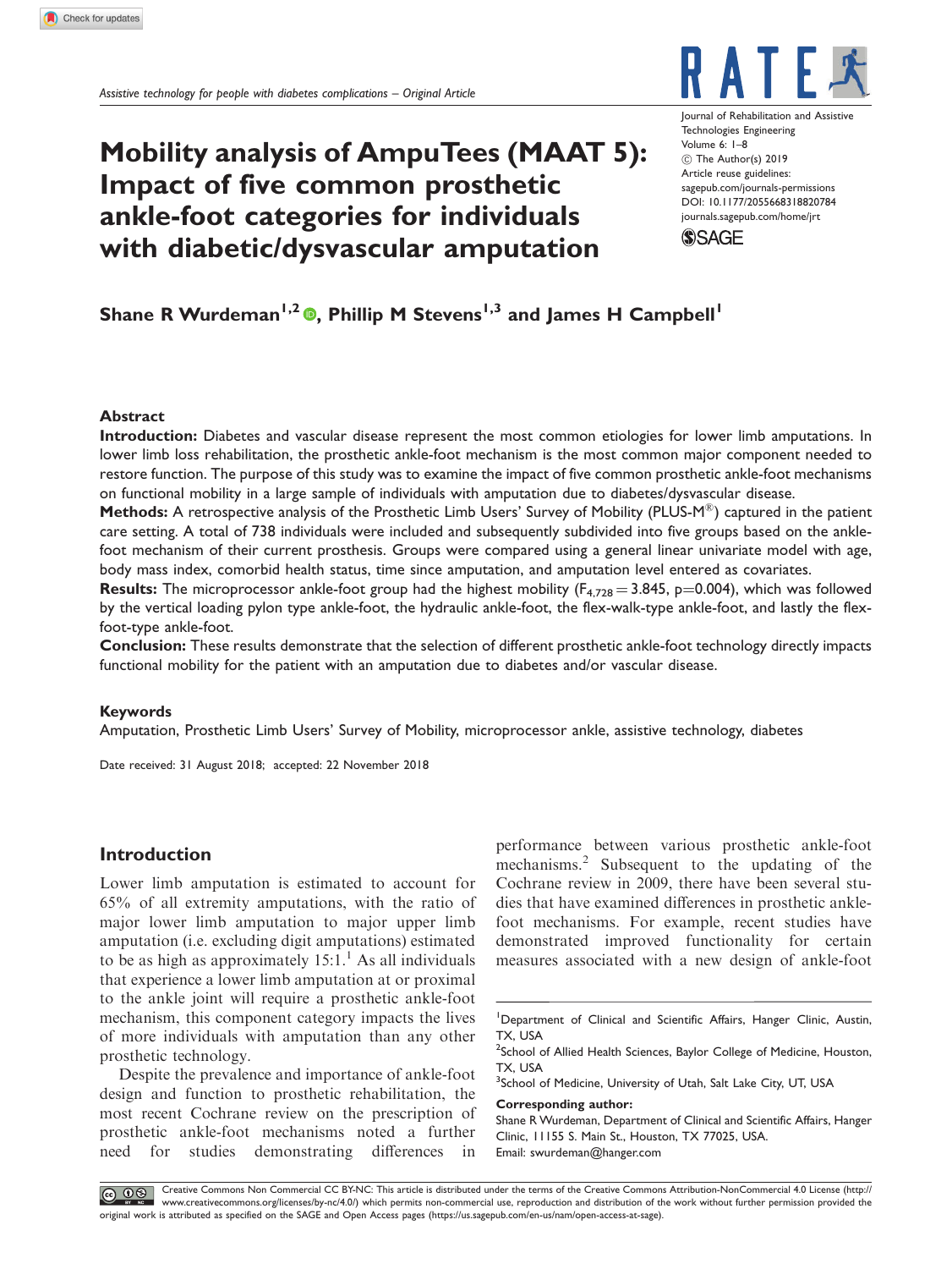Assistive technology for people with diabetes complications – Original Article

# Mobility analysis of AmpuTees (MAAT 5): Impact of five common prosthetic ankle-foot categories for individuals with diabetic/dysvascular amputation

Journal of Rehabilitation and Assistive Technologies Engineering
Volume 6: 1–8
© The Author(s) 2019
Article reuse guidelines: sagepub.com/journals-permissions
DOI: 10.1177/2055668318820784
journals.sagepub.com/home/jrt

**Shane R Wurdeman[1,2], Phillip M Stevens[1,3] and James H Campbell[1]**

## Abstract

**Introduction:** Diabetes and vascular disease represent the most common etiologies for lower limb amputations. In lower limb loss rehabilitation, the prosthetic ankle-foot mechanism is the most common major component needed to restore function. The purpose of this study was to examine the impact of five common prosthetic ankle-foot mechanisms on functional mobility in a large sample of individuals with amputation due to diabetes/dysvascular disease.

**Methods:** A retrospective analysis of the Prosthetic Limb Users' Survey of Mobility (PLUS-M®) captured in the patient care setting. A total of 738 individuals were included and subsequently subdivided into five groups based on the ankle-foot mechanism of their current prosthesis. Groups were compared using a general linear univariate model with age, body mass index, comorbid health status, time since amputation, and amputation level entered as covariates.

**Results:** The microprocessor ankle-foot group had the highest mobility ($F_{4,728} = 3.845$, $p = 0.004$), which was followed by the vertical loading pylon type ankle-foot, the hydraulic ankle-foot, the flex-walk-type ankle-foot, and lastly the flex-foot-type ankle-foot.

**Conclusion:** These results demonstrate that the selection of different prosthetic ankle-foot technology directly impacts functional mobility for the patient with an amputation due to diabetes and/or vascular disease.

### Keywords

Amputation, Prosthetic Limb Users' Survey of Mobility, microprocessor ankle, assistive technology, diabetes

Date received: 31 August 2018; accepted: 22 November 2018

## Introduction

Lower limb amputation is estimated to account for 65% of all extremity amputations, with the ratio of major lower limb amputation to major upper limb amputation (i.e. excluding digit amputations) estimated to be as high as approximately 15:1.[1] As all individuals that experience a lower limb amputation at or proximal to the ankle joint will require a prosthetic ankle-foot mechanism, this component category impacts the lives of more individuals with amputation than any other prosthetic technology.

Despite the prevalence and importance of ankle-foot design and function to prosthetic rehabilitation, the most recent Cochrane review on the prescription of prosthetic ankle-foot mechanisms noted a further need for studies demonstrating differences in performance between various prosthetic ankle-foot mechanisms.[2] Subsequent to the updating of the Cochrane review in 2009, there have been several studies that have examined differences in prosthetic ankle-foot mechanisms. For example, recent studies have demonstrated improved functionality for certain measures associated with a new design of ankle-foot

[1]Department of Clinical and Scientific Affairs, Hanger Clinic, Austin, TX, USA
[2]School of Allied Health Sciences, Baylor College of Medicine, Houston, TX, USA
[3]School of Medicine, University of Utah, Salt Lake City, UT, USA

**Corresponding author:**
Shane R Wurdeman, Department of Clinical and Scientific Affairs, Hanger Clinic, 11155 S. Main St., Houston, TX 77025, USA.
Email: swurdeman@hanger.com

Creative Commons Non Commercial CC BY-NC: This article is distributed under the terms of the Creative Commons Attribution-NonCommercial 4.0 License (http://www.creativecommons.org/licenses/by-nc/4.0/) which permits non-commercial use, reproduction and distribution of the work without further permission provided the original work is attributed as specified on the SAGE and Open Access pages (https://us.sagepub.com/en-us/nam/open-access-at-sage).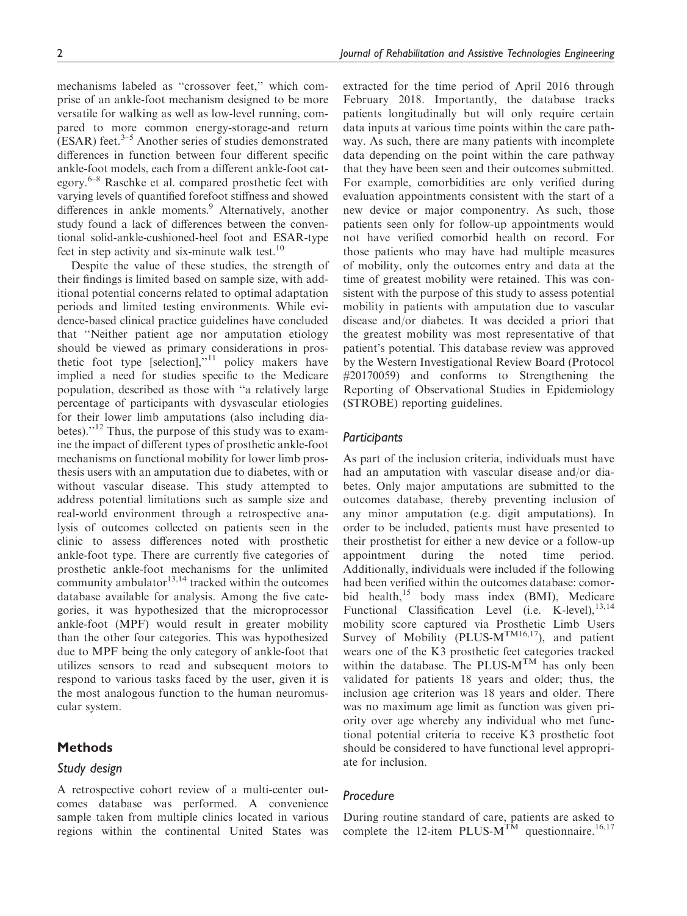mechanisms labeled as "crossover feet," which comprise of an ankle-foot mechanism designed to be more versatile for walking as well as low-level running, compared to more common energy-storage-and return (ESAR) feet.[3–5] Another series of studies demonstrated differences in function between four different specific ankle-foot models, each from a different ankle-foot category.[6–8] Raschke et al. compared prosthetic feet with varying levels of quantified forefoot stiffness and showed differences in ankle moments.[9] Alternatively, another study found a lack of differences between the conventional solid-ankle-cushioned-heel foot and ESAR-type feet in step activity and six-minute walk test.[10]

Despite the value of these studies, the strength of their findings is limited based on sample size, with additional potential concerns related to optimal adaptation periods and limited testing environments. While evidence-based clinical practice guidelines have concluded that "Neither patient age nor amputation etiology should be viewed as primary considerations in prosthetic foot type [selection],"[11] policy makers have implied a need for studies specific to the Medicare population, described as those with "a relatively large percentage of participants with dysvascular etiologies for their lower limb amputations (also including diabetes)."[12] Thus, the purpose of this study was to examine the impact of different types of prosthetic ankle-foot mechanisms on functional mobility for lower limb prosthesis users with an amputation due to diabetes, with or without vascular disease. This study attempted to address potential limitations such as sample size and real-world environment through a retrospective analysis of outcomes collected on patients seen in the clinic to assess differences noted with prosthetic ankle-foot type. There are currently five categories of prosthetic ankle-foot mechanisms for the unlimited community ambulator[13,14] tracked within the outcomes database available for analysis. Among the five categories, it was hypothesized that the microprocessor ankle-foot (MPF) would result in greater mobility than the other four categories. This was hypothesized due to MPF being the only category of ankle-foot that utilizes sensors to read and subsequent motors to respond to various tasks faced by the user, given it is the most analogous function to the human neuromuscular system.

## Methods

### Study design

A retrospective cohort review of a multi-center outcomes database was performed. A convenience sample taken from multiple clinics located in various regions within the continental United States was extracted for the time period of April 2016 through February 2018. Importantly, the database tracks patients longitudinally but will only require certain data inputs at various time points within the care pathway. As such, there are many patients with incomplete data depending on the point within the care pathway that they have been seen and their outcomes submitted. For example, comorbidities are only verified during evaluation appointments consistent with the start of a new device or major componentry. As such, those patients seen only for follow-up appointments would not have verified comorbid health on record. For those patients who may have had multiple measures of mobility, only the outcomes entry and data at the time of greatest mobility were retained. This was consistent with the purpose of this study to assess potential mobility in patients with amputation due to vascular disease and/or diabetes. It was decided a priori that the greatest mobility was most representative of that patient's potential. This database review was approved by the Western Investigational Review Board (Protocol #20170059) and conforms to Strengthening the Reporting of Observational Studies in Epidemiology (STROBE) reporting guidelines.

### Participants

As part of the inclusion criteria, individuals must have had an amputation with vascular disease and/or diabetes. Only major amputations are submitted to the outcomes database, thereby preventing inclusion of any minor amputation (e.g. digit amputations). In order to be included, patients must have presented to their prosthetist for either a new device or a follow-up appointment during the noted time period. Additionally, individuals were included if the following had been verified within the outcomes database: comorbid health,[15] body mass index (BMI), Medicare Functional Classification Level (i.e. K-level),[13,14] mobility score captured via Prosthetic Limb Users Survey of Mobility (PLUS-M™[16,17]), and patient wears one of the K3 prosthetic feet categories tracked within the database. The PLUS-M™ has only been validated for patients 18 years and older; thus, the inclusion age criterion was 18 years and older. There was no maximum age limit as function was given priority over age whereby any individual who met functional potential criteria to receive K3 prosthetic foot should be considered to have functional level appropriate for inclusion.

### Procedure

During routine standard of care, patients are asked to complete the 12-item PLUS-M™ questionnaire.[16,17]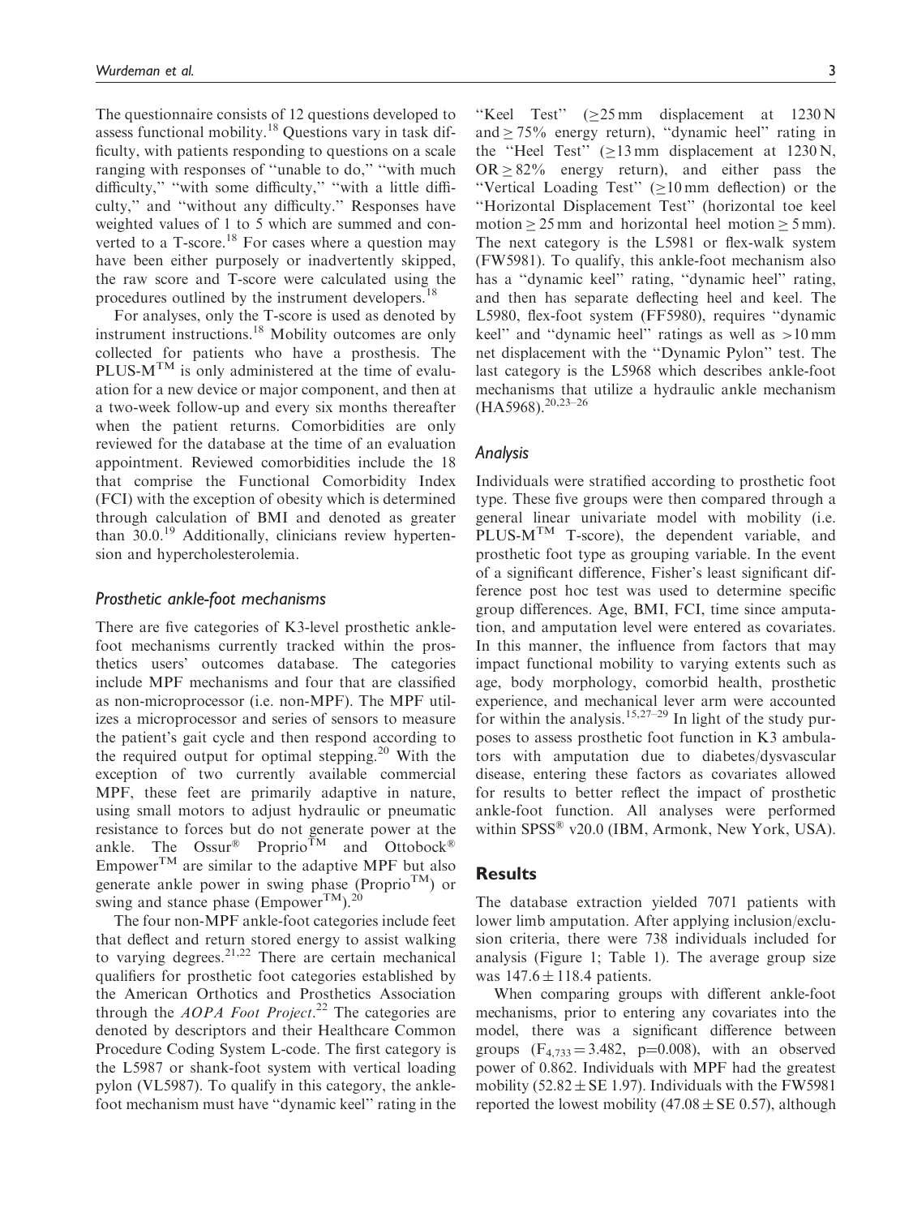The questionnaire consists of 12 questions developed to assess functional mobility.[18] Questions vary in task difficulty, with patients responding to questions on a scale ranging with responses of "unable to do," "with much difficulty," "with some difficulty," "with a little difficulty," and "without any difficulty." Responses have weighted values of 1 to 5 which are summed and converted to a T-score.[18] For cases where a question may have been either purposely or inadvertently skipped, the raw score and T-score were calculated using the procedures outlined by the instrument developers.[18]

For analyses, only the T-score is used as denoted by instrument instructions.[18] Mobility outcomes are only collected for patients who have a prosthesis. The PLUS-M™ is only administered at the time of evaluation for a new device or major component, and then at a two-week follow-up and every six months thereafter when the patient returns. Comorbidities are only reviewed for the database at the time of an evaluation appointment. Reviewed comorbidities include the 18 that comprise the Functional Comorbidity Index (FCI) with the exception of obesity which is determined through calculation of BMI and denoted as greater than 30.0.[19] Additionally, clinicians review hypertension and hypercholesterolemia.

### Prosthetic ankle-foot mechanisms

There are five categories of K3-level prosthetic ankle-foot mechanisms currently tracked within the prosthetics users' outcomes database. The categories include MPF mechanisms and four that are classified as non-microprocessor (i.e. non-MPF). The MPF utilizes a microprocessor and series of sensors to measure the patient's gait cycle and then respond according to the required output for optimal stepping.[20] With the exception of two currently available commercial MPF, these feet are primarily adaptive in nature, using small motors to adjust hydraulic or pneumatic resistance to forces but do not generate power at the ankle. The Ossur® Proprio™ and Ottobock® Empower™ are similar to the adaptive MPF but also generate ankle power in swing phase (Proprio™) or swing and stance phase (Empower™).[20]

The four non-MPF ankle-foot categories include feet that deflect and return stored energy to assist walking to varying degrees.[21,22] There are certain mechanical qualifiers for prosthetic foot categories established by the American Orthotics and Prosthetics Association through the *AOPA Foot Project*.[22] The categories are denoted by descriptors and their Healthcare Common Procedure Coding System L-code. The first category is the L5987 or shank-foot system with vertical loading pylon (VL5987). To qualify in this category, the ankle-foot mechanism must have "dynamic keel" rating in the "Keel Test" ($\geq$25 mm displacement at 1230 N and $\geq$75% energy return), "dynamic heel" rating in the "Heel Test" ($\geq$13 mm displacement at 1230 N, OR $\geq$82% energy return), and either pass the "Vertical Loading Test" ($\geq$10 mm deflection) or the "Horizontal Displacement Test" (horizontal toe keel motion $\geq$25 mm and horizontal heel motion $\geq$5 mm). The next category is the L5981 or flex-walk system (FW5981). To qualify, this ankle-foot mechanism also has a "dynamic keel" rating, "dynamic heel" rating, and then has separate deflecting heel and keel. The L5980, flex-foot system (FF5980), requires "dynamic keel" and "dynamic heel" ratings as well as >10 mm net displacement with the "Dynamic Pylon" test. The last category is the L5968 which describes ankle-foot mechanisms that utilize a hydraulic ankle mechanism (HA5968).[20,23–26]

### Analysis

Individuals were stratified according to prosthetic foot type. These five groups were then compared through a general linear univariate model with mobility (i.e. PLUS-M™ T-score), the dependent variable, and prosthetic foot type as grouping variable. In the event of a significant difference, Fisher's least significant difference post hoc test was used to determine specific group differences. Age, BMI, FCI, time since amputation, and amputation level were entered as covariates. In this manner, the influence from factors that may impact functional mobility to varying extents such as age, body morphology, comorbid health, prosthetic experience, and mechanical lever arm were accounted for within the analysis.[15,27–29] In light of the study purposes to assess prosthetic foot function in K3 ambulators with amputation due to diabetes/dysvascular disease, entering these factors as covariates allowed for results to better reflect the impact of prosthetic ankle-foot function. All analyses were performed within SPSS® v20.0 (IBM, Armonk, New York, USA).

## Results

The database extraction yielded 7071 patients with lower limb amputation. After applying inclusion/exclusion criteria, there were 738 individuals included for analysis (Figure 1; Table 1). The average group size was $147.6 \pm 118.4$ patients.

When comparing groups with different ankle-foot mechanisms, prior to entering any covariates into the model, there was a significant difference between groups ($F_{4,733} = 3.482$, $p=0.008$), with an observed power of 0.862. Individuals with MPF had the greatest mobility ($52.82 \pm$ SE 1.97). Individuals with the FW5981 reported the lowest mobility ($47.08 \pm$ SE 0.57), although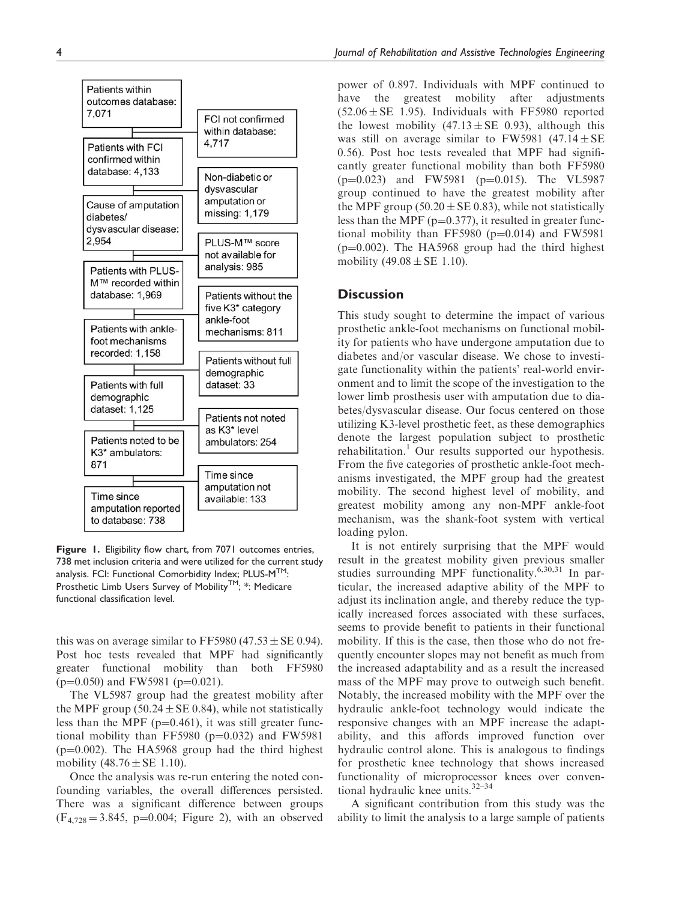Patients within outcomes database: 7,071

FCI not confirmed within database: 4,717

Patients with FCI confirmed within database: 4,133

Non-diabetic or dysvascular amputation or missing: 1,179

Cause of amputation diabetes/ dysvascular disease: 2,954

PLUS-M™ score not available for analysis: 985

Patients with PLUS-M™ recorded within database: 1,969

Patients without the five K3* category ankle-foot mechanisms: 811

Patients with ankle-foot mechanisms recorded: 1,158

Patients without full demographic dataset: 33

Patients with full demographic dataset: 1,125

Patients not noted as K3* level ambulators: 254

Patients noted to be K3* ambulators: 871

Time since amputation not available: 133

Time since amputation reported to database: 738

**Figure 1.** Eligibility flow chart, from 7071 outcomes entries, 738 met inclusion criteria and were utilized for the current study analysis. FCI: Functional Comorbidity Index; PLUS-M™: Prosthetic Limb Users Survey of Mobility™; *: Medicare functional classification level.

this was on average similar to FF5980 ($47.53 \pm$ SE 0.94). Post hoc tests revealed that MPF had significantly greater functional mobility than both FF5980 ($p=0.050$) and FW5981 ($p=0.021$).

The VL5987 group had the greatest mobility after the MPF group ($50.24 \pm$ SE 0.84), while not statistically less than the MPF ($p=0.461$), it was still greater functional mobility than FF5980 ($p=0.032$) and FW5981 ($p=0.002$). The HA5968 group had the third highest mobility ($48.76 \pm$ SE 1.10).

Once the analysis was re-run entering the noted confounding variables, the overall differences persisted. There was a significant difference between groups ($F_{4,728} = 3.845$, $p=0.004$; Figure 2), with an observed power of 0.897. Individuals with MPF continued to have the greatest mobility after adjustments ($52.06 \pm$ SE 1.95). Individuals with FF5980 reported the lowest mobility ($47.13 \pm$ SE 0.93), although this was still on average similar to FW5981 ($47.14 \pm$ SE 0.56). Post hoc tests revealed that MPF had significantly greater functional mobility than both FF5980 ($p=0.023$) and FW5981 ($p=0.015$). The VL5987 group continued to have the greatest mobility after the MPF group ($50.20 \pm$ SE 0.83), while not statistically less than the MPF ($p=0.377$), it resulted in greater functional mobility than FF5980 ($p=0.014$) and FW5981 ($p=0.002$). The HA5968 group had the third highest mobility ($49.08 \pm$ SE 1.10).

## Discussion

This study sought to determine the impact of various prosthetic ankle-foot mechanisms on functional mobility for patients who have undergone amputation due to diabetes and/or vascular disease. We chose to investigate functionality within the patients' real-world environment and to limit the scope of the investigation to the lower limb prosthesis user with amputation due to diabetes/dysvascular disease. Our focus centered on those utilizing K3-level prosthetic feet, as these demographics denote the largest population subject to prosthetic rehabilitation.[1] Our results supported our hypothesis. From the five categories of prosthetic ankle-foot mechanisms investigated, the MPF group had the greatest mobility. The second highest level of mobility, and greatest mobility among any non-MPF ankle-foot mechanism, was the shank-foot system with vertical loading pylon.

It is not entirely surprising that the MPF would result in the greatest mobility given previous smaller studies surrounding MPF functionality.[6,30,31] In particular, the increased adaptive ability of the MPF to adjust its inclination angle, and thereby reduce the typically increased forces associated with these surfaces, seems to provide benefit to patients in their functional mobility. If this is the case, then those who do not frequently encounter slopes may not benefit as much from the increased adaptability and as a result the increased mass of the MPF may prove to outweigh such benefit. Notably, the increased mobility with the MPF over the hydraulic ankle-foot technology would indicate the responsive changes with an MPF increase the adaptability, and this affords improved function over hydraulic control alone. This is analogous to findings for prosthetic knee technology that shows increased functionality of microprocessor knees over conventional hydraulic knee units.[32–34]

A significant contribution from this study was the ability to limit the analysis to a large sample of patients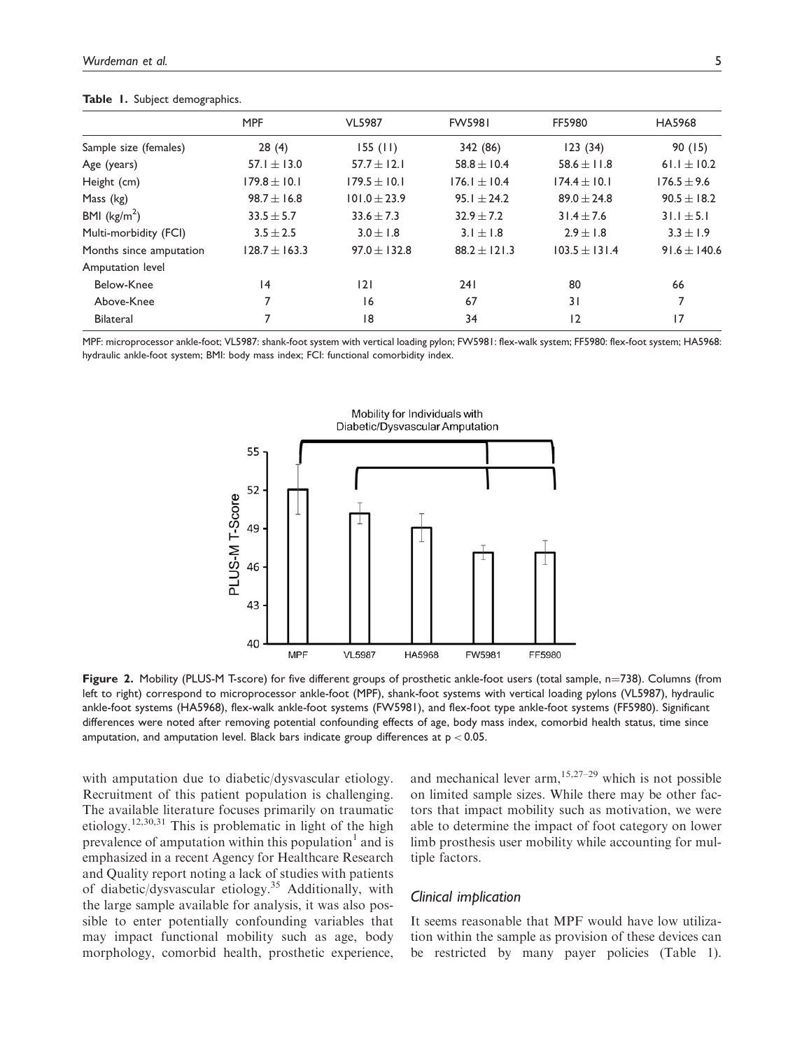**Table 1.** Subject demographics.

| | MPF | VL5987 | FW5981 | FF5980 | HA5968 |
|---|---|---|---|---|---|
| Sample size (females) | 28 (4) | 155 (11) | 342 (86) | 123 (34) | 90 (15) |
| Age (years) | $57.1 \pm 13.0$ | $57.7 \pm 12.1$ | $58.8 \pm 10.4$ | $58.6 \pm 11.8$ | $61.1 \pm 10.2$ |
| Height (cm) | $179.8 \pm 10.1$ | $179.5 \pm 10.1$ | $176.1 \pm 10.4$ | $174.4 \pm 10.1$ | $176.5 \pm 9.6$ |
| Mass (kg) | $98.7 \pm 16.8$ | $101.0 \pm 23.9$ | $95.1 \pm 24.2$ | $89.0 \pm 24.8$ | $90.5 \pm 18.2$ |
| BMI (kg/m$^2$) | $33.5 \pm 5.7$ | $33.6 \pm 7.3$ | $32.9 \pm 7.2$ | $31.4 \pm 7.6$ | $31.1 \pm 5.1$ |
| Multi-morbidity (FCI) | $3.5 \pm 2.5$ | $3.0 \pm 1.8$ | $3.1 \pm 1.8$ | $2.9 \pm 1.8$ | $3.3 \pm 1.9$ |
| Months since amputation | $128.7 \pm 163.3$ | $97.0 \pm 132.8$ | $88.2 \pm 121.3$ | $103.5 \pm 131.4$ | $91.6 \pm 140.6$ |
| Amputation level | | | | | |
| Below-Knee | 14 | 121 | 241 | 80 | 66 |
| Above-Knee | 7 | 16 | 67 | 31 | 7 |
| Bilateral | 7 | 18 | 34 | 12 | 17 |

MPF: microprocessor ankle-foot; VL5987: shank-foot system with vertical loading pylon; FW5981: flex-walk system; FF5980: flex-foot system; HA5968: hydraulic ankle-foot system; BMI: body mass index; FCI: functional comorbidity index.

**Figure 2.** Mobility (PLUS-M T-score) for five different groups of prosthetic ankle-foot users (total sample, n=738). Columns (from left to right) correspond to microprocessor ankle-foot (MPF), shank-foot systems with vertical loading pylons (VL5987), hydraulic ankle-foot systems (HA5968), flex-walk ankle-foot systems (FW5981), and flex-foot type ankle-foot systems (FF5980). Significant differences were noted after removing potential confounding effects of age, body mass index, comorbid health status, time since amputation, and amputation level. Black bars indicate group differences at $p < 0.05$.

with amputation due to diabetic/dysvascular etiology. Recruitment of this patient population is challenging. The available literature focuses primarily on traumatic etiology.[12,30,31] This is problematic in light of the high prevalence of amputation within this population[1] and is emphasized in a recent Agency for Healthcare Research and Quality report noting a lack of studies with patients of diabetic/dysvascular etiology.[35] Additionally, with the large sample available for analysis, it was also possible to enter potentially confounding variables that may impact functional mobility such as age, body morphology, comorbid health, prosthetic experience, and mechanical lever arm,[15,27–29] which is not possible on limited sample sizes. While there may be other factors that impact mobility such as motivation, we were able to determine the impact of foot category on lower limb prosthesis user mobility while accounting for multiple factors.

### Clinical implication

It seems reasonable that MPF would have low utilization within the sample as provision of these devices can be restricted by many payer policies (Table 1).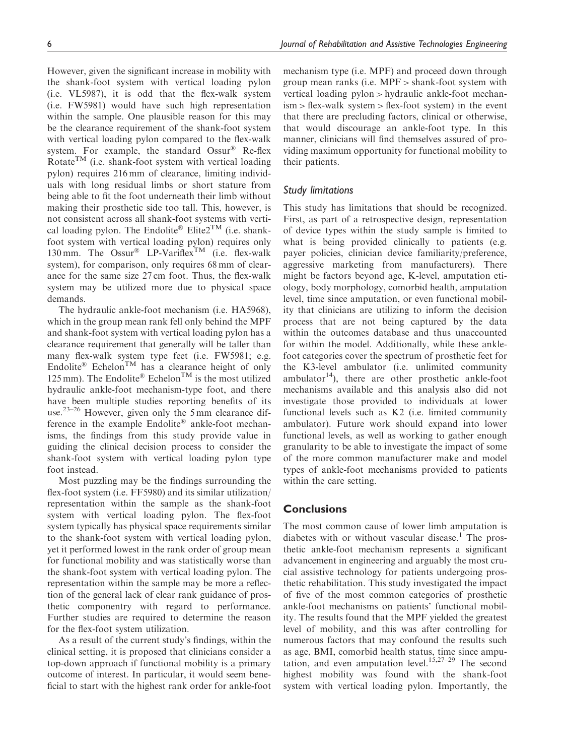However, given the significant increase in mobility with the shank-foot system with vertical loading pylon (i.e. VL5987), it is odd that the flex-walk system (i.e. FW5981) would have such high representation within the sample. One plausible reason for this may be the clearance requirement of the shank-foot system with vertical loading pylon compared to the flex-walk system. For example, the standard Ossur® Re-flex Rotate™ (i.e. shank-foot system with vertical loading pylon) requires 216 mm of clearance, limiting individuals with long residual limbs or short stature from being able to fit the foot underneath their limb without making their prosthetic side too tall. This, however, is not consistent across all shank-foot systems with vertical loading pylon. The Endolite® Elite2™ (i.e. shank-foot system with vertical loading pylon) requires only 130 mm. The Ossur® LP-Variflex™ (i.e. flex-walk system), for comparison, only requires 68 mm of clearance for the same size 27 cm foot. Thus, the flex-walk system may be utilized more due to physical space demands.

The hydraulic ankle-foot mechanism (i.e. HA5968), which in the group mean rank fell only behind the MPF and shank-foot system with vertical loading pylon has a clearance requirement that generally will be taller than many flex-walk system type feet (i.e. FW5981; e.g. Endolite® Echelon™ has a clearance height of only 125 mm). The Endolite® Echelon™ is the most utilized hydraulic ankle-foot mechanism-type foot, and there have been multiple studies reporting benefits of its use.[23–26] However, given only the 5 mm clearance difference in the example Endolite® ankle-foot mechanisms, the findings from this study provide value in guiding the clinical decision process to consider the shank-foot system with vertical loading pylon type foot instead.

Most puzzling may be the findings surrounding the flex-foot system (i.e. FF5980) and its similar utilization/representation within the sample as the shank-foot system with vertical loading pylon. The flex-foot system typically has physical space requirements similar to the shank-foot system with vertical loading pylon, yet it performed lowest in the rank order of group mean for functional mobility and was statistically worse than the shank-foot system with vertical loading pylon. The representation within the sample may be more a reflection of the general lack of clear rank guidance of prosthetic componentry with regard to performance. Further studies are required to determine the reason for the flex-foot system utilization.

As a result of the current study's findings, within the clinical setting, it is proposed that clinicians consider a top-down approach if functional mobility is a primary outcome of interest. In particular, it would seem beneficial to start with the highest rank order for ankle-foot mechanism type (i.e. MPF) and proceed down through group mean ranks (i.e. MPF > shank-foot system with vertical loading pylon > hydraulic ankle-foot mechanism > flex-walk system > flex-foot system) in the event that there are precluding factors, clinical or otherwise, that would discourage an ankle-foot type. In this manner, clinicians will find themselves assured of providing maximum opportunity for functional mobility to their patients.

### Study limitations

This study has limitations that should be recognized. First, as part of a retrospective design, representation of device types within the study sample is limited to what is being provided clinically to patients (e.g. payer policies, clinician device familiarity/preference, aggressive marketing from manufacturers). There might be factors beyond age, K-level, amputation etiology, body morphology, comorbid health, amputation level, time since amputation, or even functional mobility that clinicians are utilizing to inform the decision process that are not being captured by the data within the outcomes database and thus unaccounted for within the model. Additionally, while these ankle-foot categories cover the spectrum of prosthetic feet for the K3-level ambulator (i.e. unlimited community ambulator[14]), there are other prosthetic ankle-foot mechanisms available and this analysis also did not investigate those provided to individuals at lower functional levels such as K2 (i.e. limited community ambulator). Future work should expand into lower functional levels, as well as working to gather enough granularity to be able to investigate the impact of some of the more common manufacturer make and model types of ankle-foot mechanisms provided to patients within the care setting.

## Conclusions

The most common cause of lower limb amputation is diabetes with or without vascular disease.[1] The prosthetic ankle-foot mechanism represents a significant advancement in engineering and arguably the most crucial assistive technology for patients undergoing prosthetic rehabilitation. This study investigated the impact of five of the most common categories of prosthetic ankle-foot mechanisms on patients' functional mobility. The results found that the MPF yielded the greatest level of mobility, and this was after controlling for numerous factors that may confound the results such as age, BMI, comorbid health status, time since amputation, and even amputation level.[15,27–29] The second highest mobility was found with the shank-foot system with vertical loading pylon. Importantly, the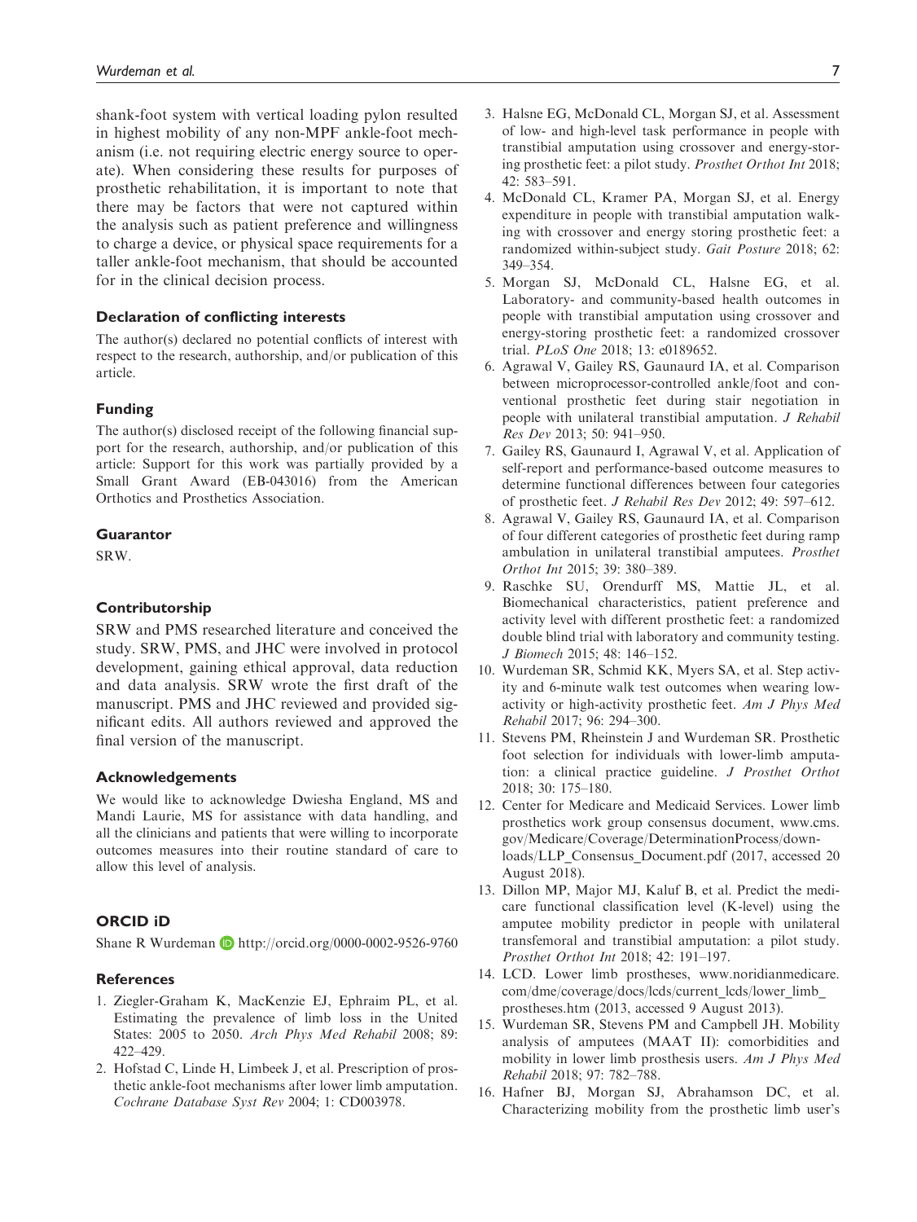shank-foot system with vertical loading pylon resulted in highest mobility of any non-MPF ankle-foot mechanism (i.e. not requiring electric energy source to operate). When considering these results for purposes of prosthetic rehabilitation, it is important to note that there may be factors that were not captured within the analysis such as patient preference and willingness to charge a device, or physical space requirements for a taller ankle-foot mechanism, that should be accounted for in the clinical decision process.

### Declaration of conflicting interests

The author(s) declared no potential conflicts of interest with respect to the research, authorship, and/or publication of this article.

### Funding

The author(s) disclosed receipt of the following financial support for the research, authorship, and/or publication of this article: Support for this work was partially provided by a Small Grant Award (EB-043016) from the American Orthotics and Prosthetics Association.

### Guarantor

SRW.

### Contributorship

SRW and PMS researched literature and conceived the study. SRW, PMS, and JHC were involved in protocol development, gaining ethical approval, data reduction and data analysis. SRW wrote the first draft of the manuscript. PMS and JHC reviewed and provided significant edits. All authors reviewed and approved the final version of the manuscript.

### Acknowledgements

We would like to acknowledge Dwiesha England, MS and Mandi Laurie, MS for assistance with data handling, and all the clinicians and patients that were willing to incorporate outcomes measures into their routine standard of care to allow this level of analysis.

### ORCID iD

Shane R Wurdeman http://orcid.org/0000-0002-9526-9760

### References

1. Ziegler-Graham K, MacKenzie EJ, Ephraim PL, et al. Estimating the prevalence of limb loss in the United States: 2005 to 2050. *Arch Phys Med Rehabil* 2008; 89: 422–429.
2. Hofstad C, Linde H, Limbeek J, et al. Prescription of prosthetic ankle-foot mechanisms after lower limb amputation. *Cochrane Database Syst Rev* 2004; 1: CD003978.
3. Halsne EG, McDonald CL, Morgan SJ, et al. Assessment of low- and high-level task performance in people with transtibial amputation using crossover and energy-storing prosthetic feet: a pilot study. *Prosthet Orthot Int* 2018; 42: 583–591.
4. McDonald CL, Kramer PA, Morgan SJ, et al. Energy expenditure in people with transtibial amputation walking with crossover and energy storing prosthetic feet: a randomized within-subject study. *Gait Posture* 2018; 62: 349–354.
5. Morgan SJ, McDonald CL, Halsne EG, et al. Laboratory- and community-based health outcomes in people with transtibial amputation using crossover and energy-storing prosthetic feet: a randomized crossover trial. *PLoS One* 2018; 13: e0189652.
6. Agrawal V, Gailey RS, Gaunaurd IA, et al. Comparison between microprocessor-controlled ankle/foot and conventional prosthetic feet during stair negotiation in people with unilateral transtibial amputation. *J Rehabil Res Dev* 2013; 50: 941–950.
7. Gailey RS, Gaunaurd I, Agrawal V, et al. Application of self-report and performance-based outcome measures to determine functional differences between four categories of prosthetic feet. *J Rehabil Res Dev* 2012; 49: 597–612.
8. Agrawal V, Gailey RS, Gaunaurd IA, et al. Comparison of four different categories of prosthetic feet during ramp ambulation in unilateral transtibial amputees. *Prosthet Orthot Int* 2015; 39: 380–389.
9. Raschke SU, Orendurff MS, Mattie JL, et al. Biomechanical characteristics, patient preference and activity level with different prosthetic feet: a randomized double blind trial with laboratory and community testing. *J Biomech* 2015; 48: 146–152.
10. Wurdeman SR, Schmid KK, Myers SA, et al. Step activity and 6-minute walk test outcomes when wearing low-activity or high-activity prosthetic feet. *Am J Phys Med Rehabil* 2017; 96: 294–300.
11. Stevens PM, Rheinstein J and Wurdeman SR. Prosthetic foot selection for individuals with lower-limb amputation: a clinical practice guideline. *J Prosthet Orthot* 2018; 30: 175–180.
12. Center for Medicare and Medicaid Services. Lower limb prosthetics work group consensus document, www.cms.gov/Medicare/Coverage/DeterminationProcess/downloads/LLP_Consensus_Document.pdf (2017, accessed 20 August 2018).
13. Dillon MP, Major MJ, Kaluf B, et al. Predict the medicare functional classification level (K-level) using the amputee mobility predictor in people with unilateral transfemoral and transtibial amputation: a pilot study. *Prosthet Orthot Int* 2018; 42: 191–197.
14. LCD. Lower limb prostheses, www.noridianmedicare.com/dme/coverage/docs/lcds/current_lcds/lower_limb_prostheses.htm (2013, accessed 9 August 2013).
15. Wurdeman SR, Stevens PM and Campbell JH. Mobility analysis of amputees (MAAT II): comorbidities and mobility in lower limb prosthesis users. *Am J Phys Med Rehabil* 2018; 97: 782–788.
16. Hafner BJ, Morgan SJ, Abrahamson DC, et al. Characterizing mobility from the prosthetic limb user's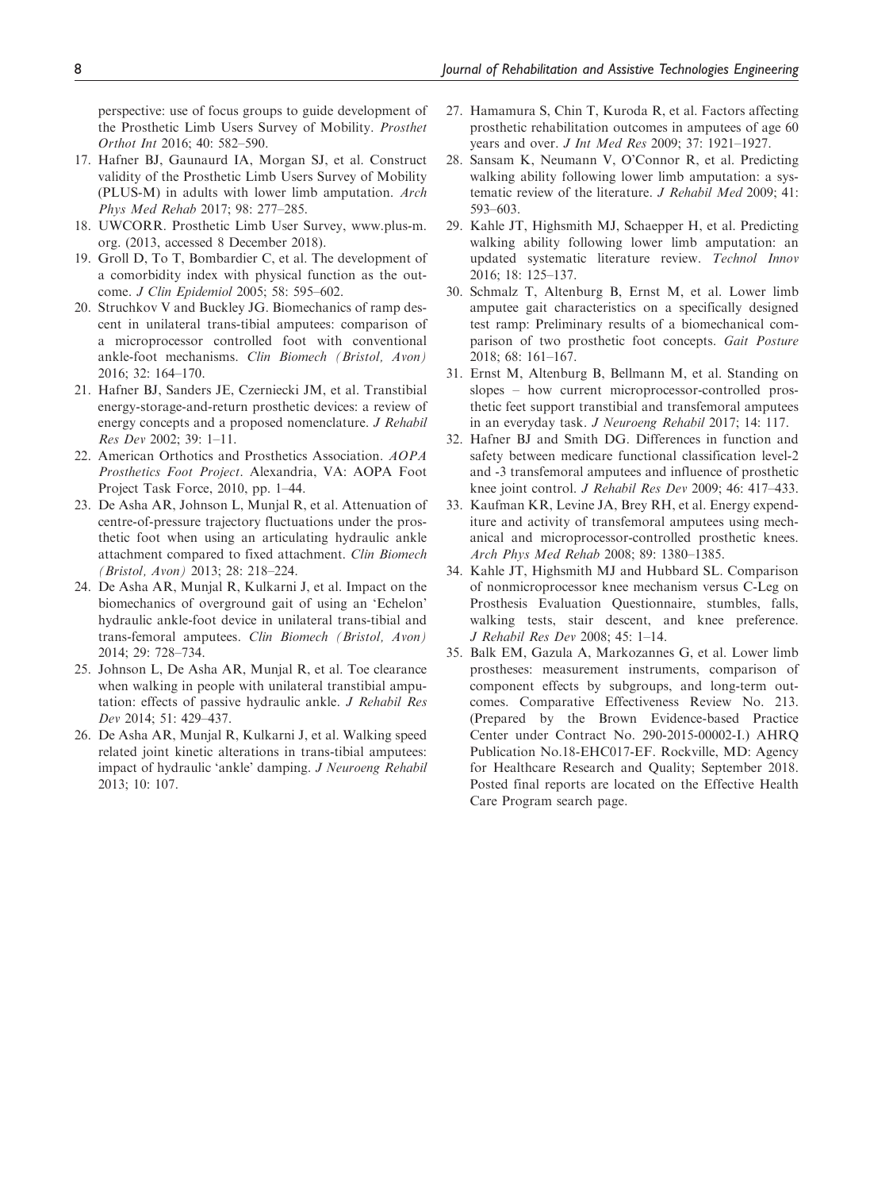perspective: use of focus groups to guide development of the Prosthetic Limb Users Survey of Mobility. *Prosthet Orthot Int* 2016; 40: 582–590.

17. Hafner BJ, Gaunaurd IA, Morgan SJ, et al. Construct validity of the Prosthetic Limb Users Survey of Mobility (PLUS-M) in adults with lower limb amputation. *Arch Phys Med Rehab* 2017; 98: 277–285.
18. UWCORR. Prosthetic Limb User Survey, www.plus-m.org. (2013, accessed 8 December 2018).
19. Groll D, To T, Bombardier C, et al. The development of a comorbidity index with physical function as the outcome. *J Clin Epidemiol* 2005; 58: 595–602.
20. Struchkov V and Buckley JG. Biomechanics of ramp descent in unilateral trans-tibial amputees: comparison of a microprocessor controlled foot with conventional ankle-foot mechanisms. *Clin Biomech (Bristol, Avon)* 2016; 32: 164–170.
21. Hafner BJ, Sanders JE, Czerniecki JM, et al. Transtibial energy-storage-and-return prosthetic devices: a review of energy concepts and a proposed nomenclature. *J Rehabil Res Dev* 2002; 39: 1–11.
22. American Orthotics and Prosthetics Association. *AOPA Prosthetics Foot Project*. Alexandria, VA: AOPA Foot Project Task Force, 2010, pp. 1–44.
23. De Asha AR, Johnson L, Munjal R, et al. Attenuation of centre-of-pressure trajectory fluctuations under the prosthetic foot when using an articulating hydraulic ankle attachment compared to fixed attachment. *Clin Biomech (Bristol, Avon)* 2013; 28: 218–224.
24. De Asha AR, Munjal R, Kulkarni J, et al. Impact on the biomechanics of overground gait of using an 'Echelon' hydraulic ankle-foot device in unilateral trans-tibial and trans-femoral amputees. *Clin Biomech (Bristol, Avon)* 2014; 29: 728–734.
25. Johnson L, De Asha AR, Munjal R, et al. Toe clearance when walking in people with unilateral transtibial amputation: effects of passive hydraulic ankle. *J Rehabil Res Dev* 2014; 51: 429–437.
26. De Asha AR, Munjal R, Kulkarni J, et al. Walking speed related joint kinetic alterations in trans-tibial amputees: impact of hydraulic 'ankle' damping. *J Neuroeng Rehabil* 2013; 10: 107.
27. Hamamura S, Chin T, Kuroda R, et al. Factors affecting prosthetic rehabilitation outcomes in amputees of age 60 years and over. *J Int Med Res* 2009; 37: 1921–1927.
28. Sansam K, Neumann V, O'Connor R, et al. Predicting walking ability following lower limb amputation: a systematic review of the literature. *J Rehabil Med* 2009; 41: 593–603.
29. Kahle JT, Highsmith MJ, Schaepper H, et al. Predicting walking ability following lower limb amputation: an updated systematic literature review. *Technol Innov* 2016; 18: 125–137.
30. Schmalz T, Altenburg B, Ernst M, et al. Lower limb amputee gait characteristics on a specifically designed test ramp: Preliminary results of a biomechanical comparison of two prosthetic foot concepts. *Gait Posture* 2018; 68: 161–167.
31. Ernst M, Altenburg B, Bellmann M, et al. Standing on slopes – how current microprocessor-controlled prosthetic feet support transtibial and transfemoral amputees in an everyday task. *J Neuroeng Rehabil* 2017; 14: 117.
32. Hafner BJ and Smith DG. Differences in function and safety between medicare functional classification level-2 and -3 transfemoral amputees and influence of prosthetic knee joint control. *J Rehabil Res Dev* 2009; 46: 417–433.
33. Kaufman KR, Levine JA, Brey RH, et al. Energy expenditure and activity of transfemoral amputees using mechanical and microprocessor-controlled prosthetic knees. *Arch Phys Med Rehab* 2008; 89: 1380–1385.
34. Kahle JT, Highsmith MJ and Hubbard SL. Comparison of nonmicroprocessor knee mechanism versus C-Leg on Prosthesis Evaluation Questionnaire, stumbles, falls, walking tests, stair descent, and knee preference. *J Rehabil Res Dev* 2008; 45: 1–14.
35. Balk EM, Gazula A, Markozannes G, et al. Lower limb prostheses: measurement instruments, comparison of component effects by subgroups, and long-term outcomes. Comparative Effectiveness Review No. 213. (Prepared by the Brown Evidence-based Practice Center under Contract No. 290-2015-00002-I.) AHRQ Publication No.18-EHC017-EF. Rockville, MD: Agency for Healthcare Research and Quality; September 2018. Posted final reports are located on the Effective Health Care Program search page.